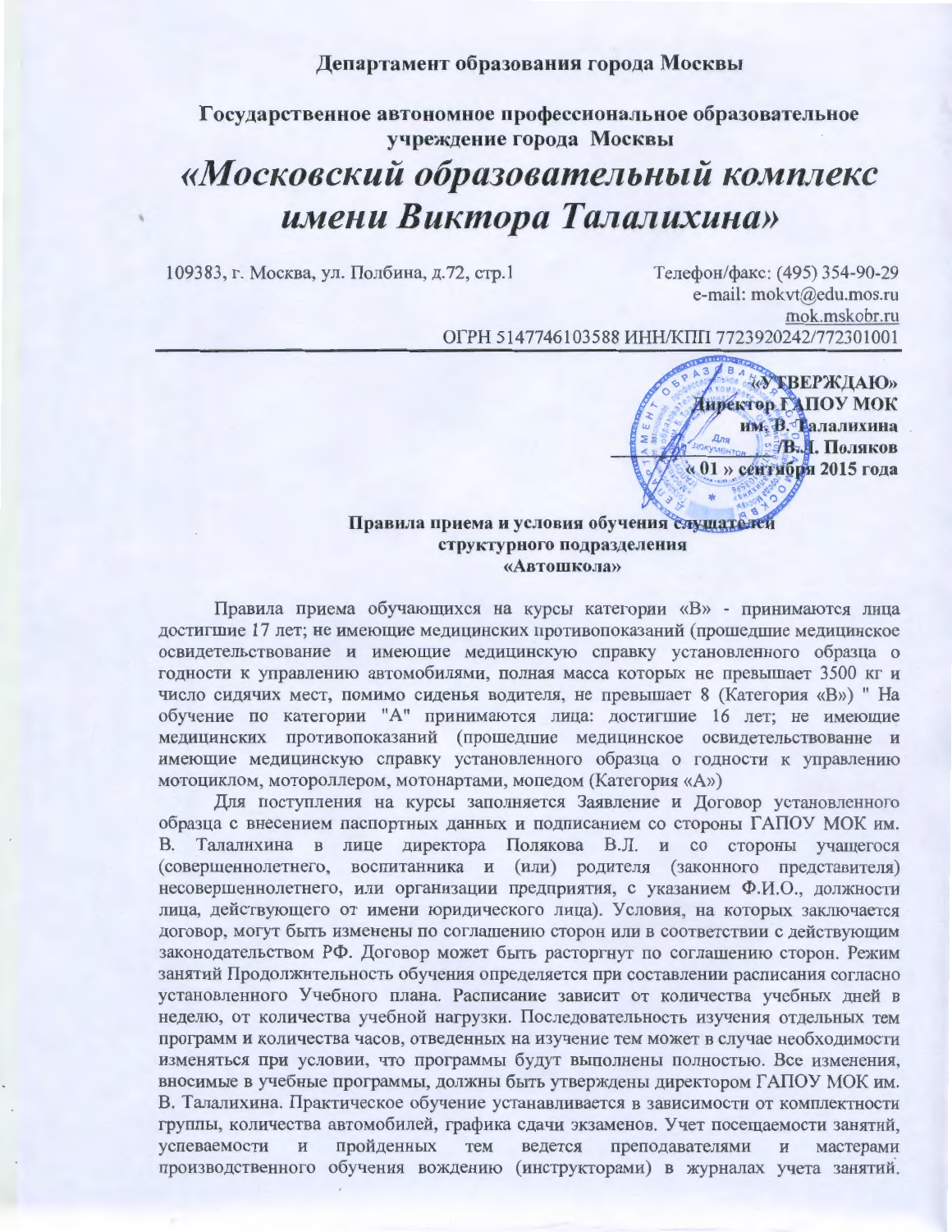**Департамент образования города Москвы**

**Государственное автономное профессиональное образовательное учреждение города Москвы**

# *«Московский образовательный комплекс имени Виктора Талалихина»*

109383, г. Москва, ул. Полбина, д.72, стр.1

Телефон/факс: (495) 354-90-29
e-mail: mokvt@edu.mos.ru
mok.mskobr.ru
ОГРН 5147746103588 ИНН/КПП 7723920242/772301001

---

**«УТВЕРЖДАЮ»**
**Директор ГАПОУ МОК**
**им. В. Талалихина**
**_____________ В.Л. Поляков**
**« 01 » сентября 2015 года**

**Правила приема и условия обучения слушателей**
**структурного подразделения**
**«Автошкола»**

Правила приема обучающихся на курсы категории «В» - принимаются лица достигшие 17 лет; не имеющие медицинских противопоказаний (прошедшие медицинское освидетельствование и имеющие медицинскую справку установленного образца о годности к управлению автомобилями, полная масса которых не превышает 3500 кг и число сидячих мест, помимо сиденья водителя, не превышает 8 (Категория «В») " На обучение по категории "А" принимаются лица: достигшие 16 лет; не имеющие медицинских противопоказаний (прошедшие медицинское освидетельствование и имеющие медицинскую справку установленного образца о годности к управлению мотоциклом, мотороллером, мотонартами, мопедом (Категория «А»)

Для поступления на курсы заполняется Заявление и Договор установленного образца с внесением паспортных данных и подписанием со стороны ГАПОУ МОК им. В. Талалихина в лице директора Полякова В.Л. и со стороны учащегося (совершеннолетнего, воспитанника и (или) родителя (законного представителя) несовершеннолетнего, или организации предприятия, с указанием Ф.И.О., должности лица, действующего от имени юридического лица). Условия, на которых заключается договор, могут быть изменены по соглашению сторон или в соответствии с действующим законодательством РФ. Договор может быть расторгнут по соглашению сторон. Режим занятий Продолжительность обучения определяется при составлении расписания согласно установленного Учебного плана. Расписание зависит от количества учебных дней в неделю, от количества учебной нагрузки. Последовательность изучения отдельных тем программ и количества часов, отведенных на изучение тем может в случае необходимости изменяться при условии, что программы будут выполнены полностью. Все изменения, вносимые в учебные программы, должны быть утверждены директором ГАПОУ МОК им. В. Талалихина. Практическое обучение устанавливается в зависимости от комплектности группы, количества автомобилей, графика сдачи экзаменов. Учет посещаемости занятий, успеваемости и пройденных тем ведется преподавателями и мастерами производственного обучения вождению (инструкторами) в журналах учета занятий.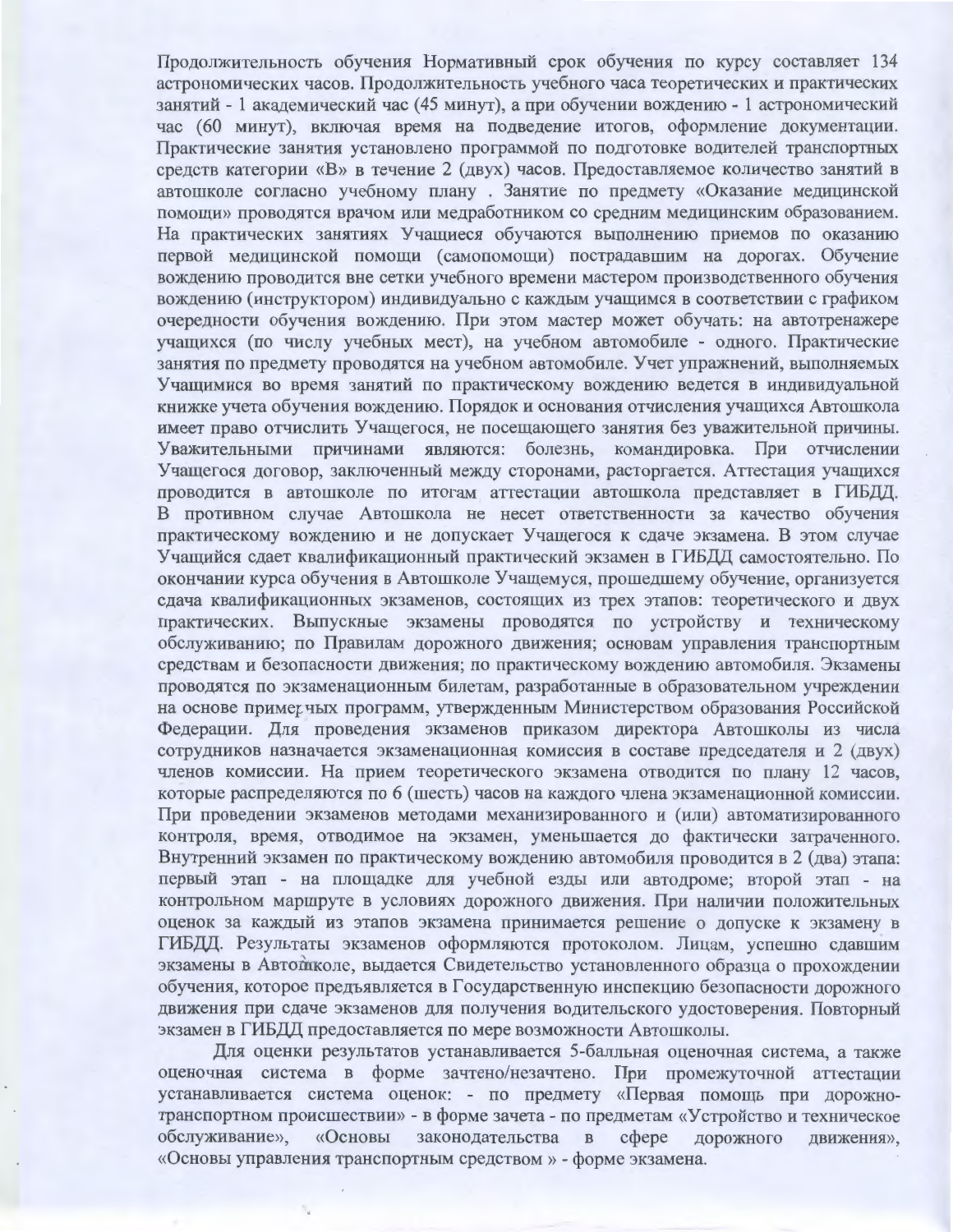Продолжительность обучения Нормативный срок обучения по курсу составляет 134 астрономических часов. Продолжительность учебного часа теоретических и практических занятий - 1 академический час (45 минут), а при обучении вождению - 1 астрономический час (60 минут), включая время на подведение итогов, оформление документации. Практические занятия установлено программой по подготовке водителей транспортных средств категории «В» в течение 2 (двух) часов. Предоставляемое количество занятий в автошколе согласно учебному плану . Занятие по предмету «Оказание медицинской помощи» проводятся врачом или медработником со средним медицинским образованием. На практических занятиях Учащиеся обучаются выполнению приемов по оказанию первой медицинской помощи (самопомощи) пострадавшим на дорогах. Обучение вождению проводится вне сетки учебного времени мастером производственного обучения вождению (инструктором) индивидуально с каждым учащимся в соответствии с графиком очередности обучения вождению. При этом мастер может обучать: на автотренажере учащихся (по числу учебных мест), на учебном автомобиле - одного. Практические занятия по предмету проводятся на учебном автомобиле. Учет упражнений, выполняемых Учащимися во время занятий по практическому вождению ведется в индивидуальной книжке учета обучения вождению. Порядок и основания отчисления учащихся Автошкола имеет право отчислить Учащегося, не посещающего занятия без уважительной причины. Уважительными причинами являются: болезнь, командировка. При отчислении Учащегося договор, заключенный между сторонами, расторгается. Аттестация учащихся проводится в автошколе по итогам аттестации автошкола представляет в ГИБДД. В противном случае Автошкола не несет ответственности за качество обучения практическому вождению и не допускает Учащегося к сдаче экзамена. В этом случае Учащийся сдает квалификационный практический экзамен в ГИБДД самостоятельно. По окончании курса обучения в Автошколе Учащемуся, прошедшему обучение, организуется сдача квалификационных экзаменов, состоящих из трех этапов: теоретического и двух практических. Выпускные экзамены проводятся по устройству и техническому обслуживанию; по Правилам дорожного движения; основам управления транспортным средствам и безопасности движения; по практическому вождению автомобиля. Экзамены проводятся по экзаменационным билетам, разработанные в образовательном учреждении на основе примерных программ, утвержденным Министерством образования Российской Федерации. Для проведения экзаменов приказом директора Автошколы из числа сотрудников назначается экзаменационная комиссия в составе председателя и 2 (двух) членов комиссии. На прием теоретического экзамена отводится по плану 12 часов, которые распределяются по 6 (шесть) часов на каждого члена экзаменационной комиссии. При проведении экзаменов методами механизированного и (или) автоматизированного контроля, время, отводимое на экзамен, уменьшается до фактически затраченного. Внутренний экзамен по практическому вождению автомобиля проводится в 2 (два) этапа: первый этап - на площадке для учебной езды или автодроме; второй этап - на контрольном маршруте в условиях дорожного движения. При наличии положительных оценок за каждый из этапов экзамена принимается решение о допуске к экзамену в ГИБДД. Результаты экзаменов оформляются протоколом. Лицам, успешно сдавшим экзамены в Автошколе, выдается Свидетельство установленного образца о прохождении обучения, которое предъявляется в Государственную инспекцию безопасности дорожного движения при сдаче экзаменов для получения водительского удостоверения. Повторный экзамен в ГИБДД предоставляется по мере возможности Автошколы.

Для оценки результатов устанавливается 5-балльная оценочная система, а также оценочная система в форме зачтено/незачтено. При промежуточной аттестации устанавливается система оценок: - по предмету «Первая помощь при дорожно-транспортном происшествии» - в форме зачета - по предметам «Устройство и техническое обслуживание», «Основы законодательства в сфере дорожного движения», «Основы управления транспортным средством » - форме экзамена.